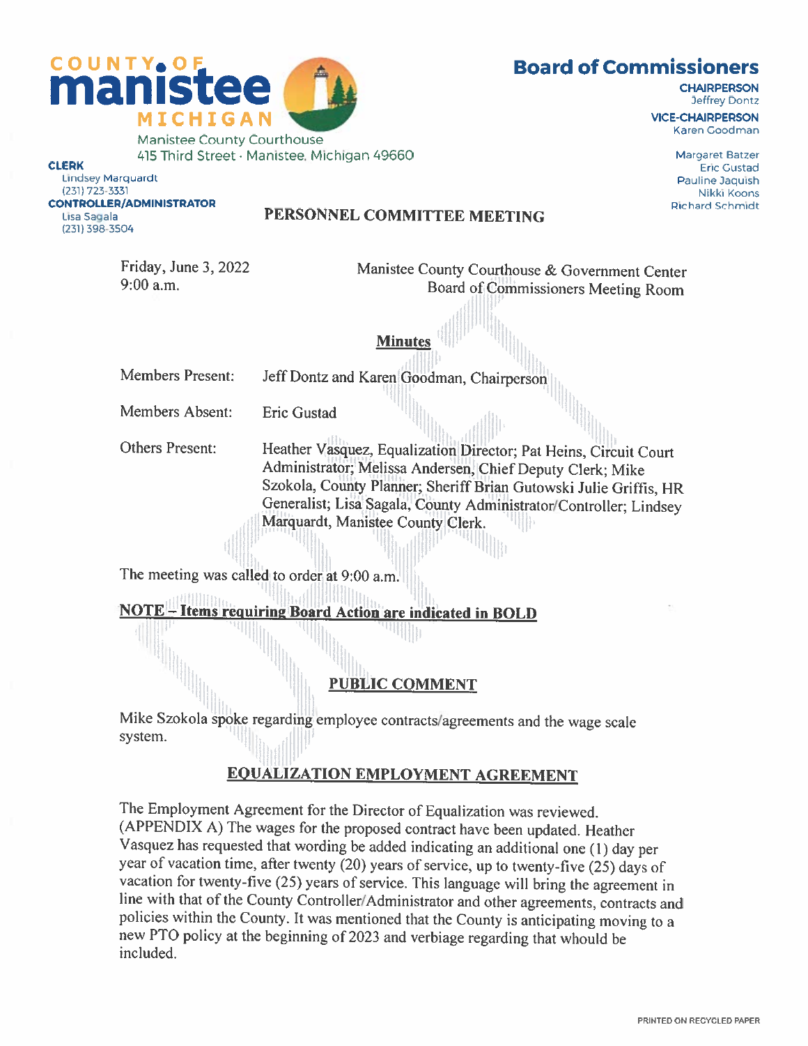# COUNTY OF manistee MICHIGAN

Manistee County Courthouse
415 Third Street · Manistee, Michigan 49660

**CLERK**
Lindsey Marquardt
(231) 723-3331

**CONTROLLER/ADMINISTRATOR**
Lisa Sagala
(231) 398-3504

## Board of Commissioners

**CHAIRPERSON**
Jeffrey Dontz

**VICE-CHAIRPERSON**
Karen Goodman

Margaret Batzer
Eric Gustad
Pauline Jaquish
Nikki Koons
Richard Schmidt

## PERSONNEL COMMITTEE MEETING

Friday, June 3, 2022
9:00 a.m.

Manistee County Courthouse & Government Center
Board of Commissioners Meeting Room

### Minutes

Members Present: Jeff Dontz and Karen Goodman, Chairperson

Members Absent: Eric Gustad

Others Present: Heather Vasquez, Equalization Director; Pat Heins, Circuit Court Administrator; Melissa Andersen, Chief Deputy Clerk; Mike Szokola, County Planner; Sheriff Brian Gutowski Julie Griffis, HR Generalist; Lisa Sagala, County Administrator/Controller; Lindsey Marquardt, Manistee County Clerk.

The meeting was called to order at 9:00 a.m.

**NOTE – Items requiring Board Action are indicated in BOLD**

### PUBLIC COMMENT

Mike Szokola spoke regarding employee contracts/agreements and the wage scale system.

### EQUALIZATION EMPLOYMENT AGREEMENT

The Employment Agreement for the Director of Equalization was reviewed. (APPENDIX A) The wages for the proposed contract have been updated. Heather Vasquez has requested that wording be added indicating an additional one (1) day per year of vacation time, after twenty (20) years of service, up to twenty-five (25) days of vacation for twenty-five (25) years of service. This language will bring the agreement in line with that of the County Controller/Administrator and other agreements, contracts and policies within the County. It was mentioned that the County is anticipating moving to a new PTO policy at the beginning of 2023 and verbiage regarding that whould be included.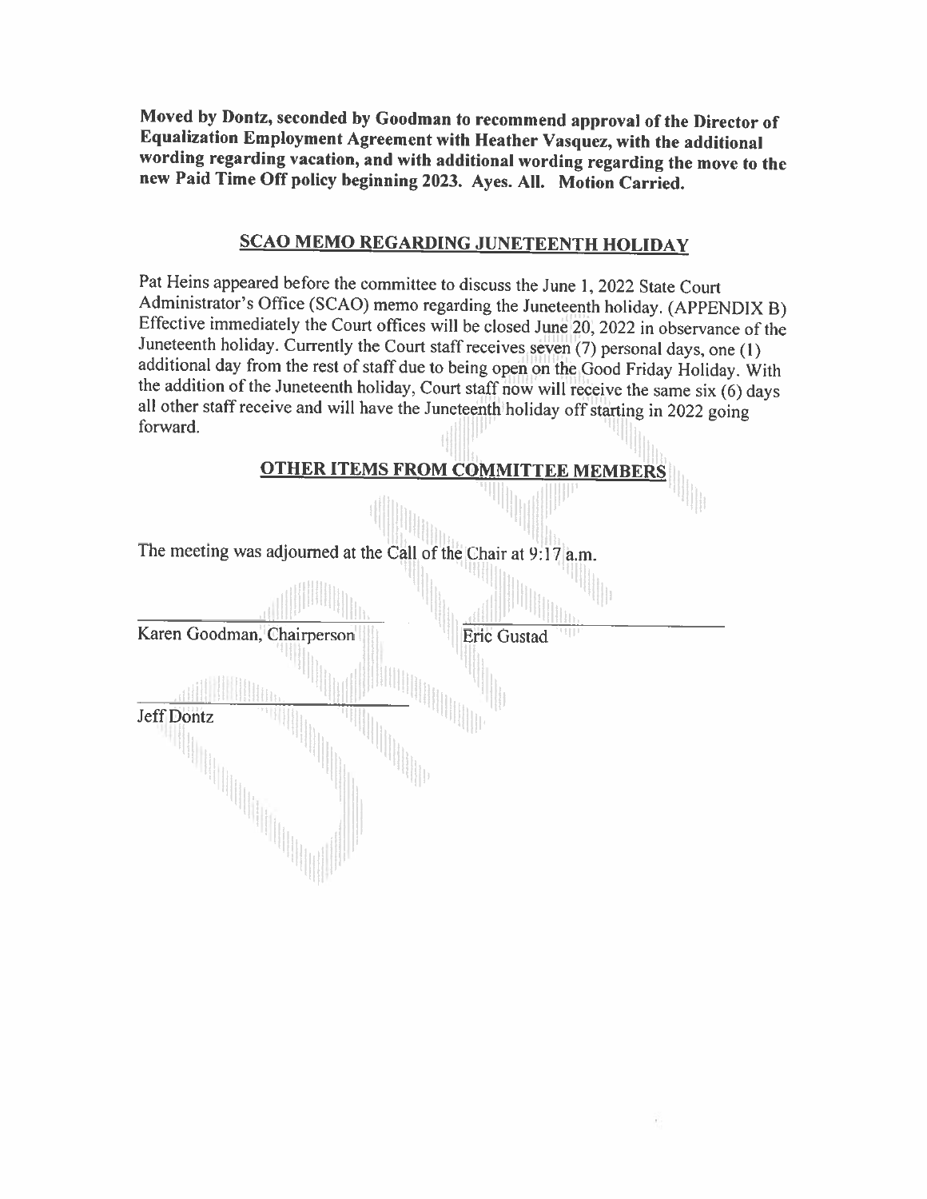**Moved by Dontz, seconded by Goodman to recommend approval of the Director of Equalization Employment Agreement with Heather Vasquez, with the additional wording regarding vacation, and with additional wording regarding the move to the new Paid Time Off policy beginning 2023. Ayes. All. Motion Carried.**

## SCAO MEMO REGARDING JUNETEENTH HOLIDAY

Pat Heins appeared before the committee to discuss the June 1, 2022 State Court Administrator's Office (SCAO) memo regarding the Juneteenth holiday. (APPENDIX B) Effective immediately the Court offices will be closed June 20, 2022 in observance of the Juneteenth holiday. Currently the Court staff receives seven (7) personal days, one (1) additional day from the rest of staff due to being open on the Good Friday Holiday. With the addition of the Juneteenth holiday, Court staff now will receive the same six (6) days all other staff receive and will have the Juneteenth holiday off starting in 2022 going forward.

## OTHER ITEMS FROM COMMITTEE MEMBERS

The meeting was adjourned at the Call of the Chair at 9:17 a.m.

\_\_\_\_\_\_\_\_\_\_\_\_\_\_\_\_\_\_\_\_\_\_\_\_\_\_\_\_
Karen Goodman, Chairperson

\_\_\_\_\_\_\_\_\_\_\_\_\_\_\_\_\_\_\_\_\_\_\_\_\_\_\_\_
Eric Gustad

\_\_\_\_\_\_\_\_\_\_\_\_\_\_\_\_\_\_\_\_\_\_\_\_\_\_\_\_
Jeff Dontz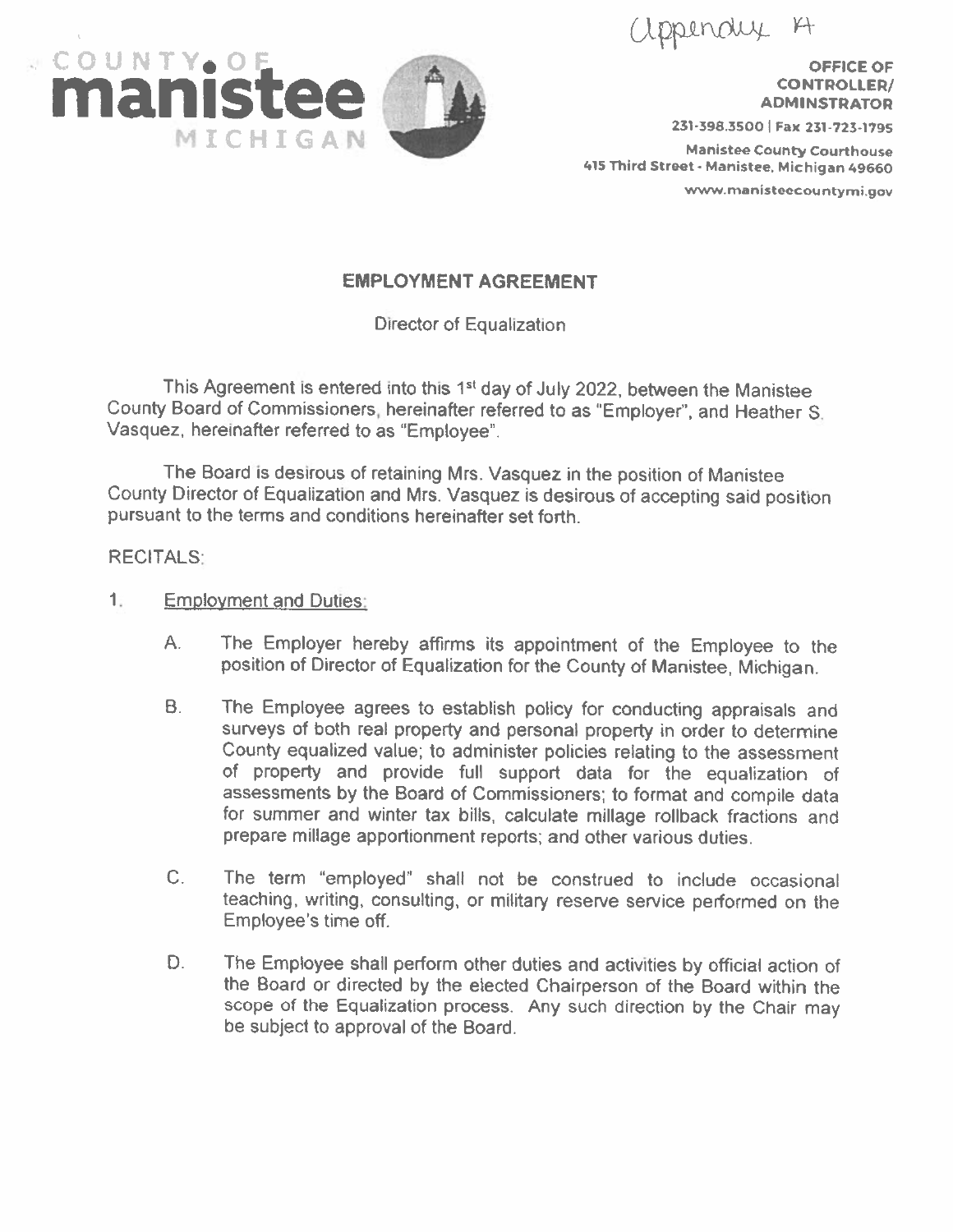Appendix A

COUNTY OF **manistee** MICHIGAN

**OFFICE OF CONTROLLER/ ADMINSTRATOR**

231-398.3500 | Fax 231-723-1795

Manistee County Courthouse
415 Third Street - Manistee, Michigan 49660

www.manisteecountymi.gov

## EMPLOYMENT AGREEMENT

Director of Equalization

This Agreement is entered into this 1st day of July 2022, between the Manistee County Board of Commissioners, hereinafter referred to as "Employer", and Heather S. Vasquez, hereinafter referred to as "Employee".

The Board is desirous of retaining Mrs. Vasquez in the position of Manistee County Director of Equalization and Mrs. Vasquez is desirous of accepting said position pursuant to the terms and conditions hereinafter set forth.

RECITALS:

1. Employment and Duties:

   A. The Employer hereby affirms its appointment of the Employee to the position of Director of Equalization for the County of Manistee, Michigan.

   B. The Employee agrees to establish policy for conducting appraisals and surveys of both real property and personal property in order to determine County equalized value; to administer policies relating to the assessment of property and provide full support data for the equalization of assessments by the Board of Commissioners; to format and compile data for summer and winter tax bills, calculate millage rollback fractions and prepare millage apportionment reports; and other various duties.

   C. The term "employed" shall not be construed to include occasional teaching, writing, consulting, or military reserve service performed on the Employee's time off.

   D. The Employee shall perform other duties and activities by official action of the Board or directed by the elected Chairperson of the Board within the scope of the Equalization process. Any such direction by the Chair may be subject to approval of the Board.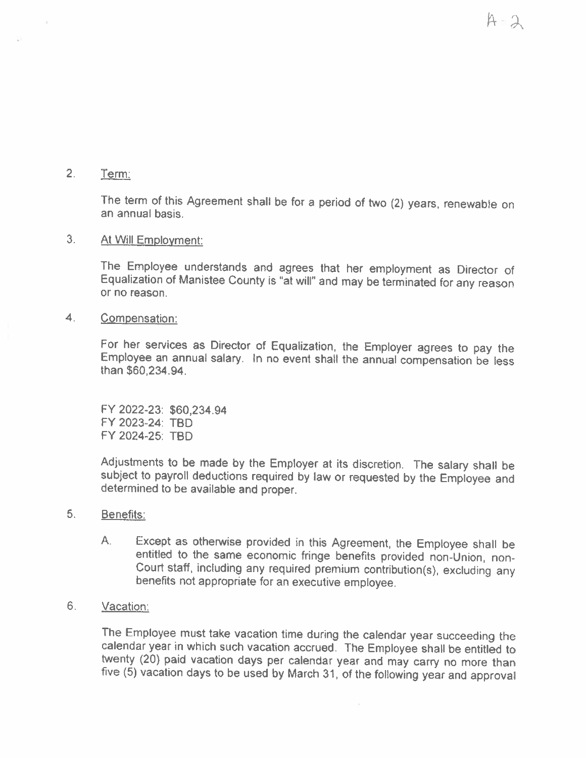A-2

2. Term:

   The term of this Agreement shall be for a period of two (2) years, renewable on an annual basis.

3. At Will Employment:

   The Employee understands and agrees that her employment as Director of Equalization of Manistee County is "at will" and may be terminated for any reason or no reason.

4. Compensation:

   For her services as Director of Equalization, the Employer agrees to pay the Employee an annual salary. In no event shall the annual compensation be less than $60,234.94.

   FY 2022-23: $60,234.94
   FY 2023-24: TBD
   FY 2024-25: TBD

   Adjustments to be made by the Employer at its discretion. The salary shall be subject to payroll deductions required by law or requested by the Employee and determined to be available and proper.

5. Benefits:

   A. Except as otherwise provided in this Agreement, the Employee shall be entitled to the same economic fringe benefits provided non-Union, non-Court staff, including any required premium contribution(s), excluding any benefits not appropriate for an executive employee.

6. Vacation:

   The Employee must take vacation time during the calendar year succeeding the calendar year in which such vacation accrued. The Employee shall be entitled to twenty (20) paid vacation days per calendar year and may carry no more than five (5) vacation days to be used by March 31, of the following year and approval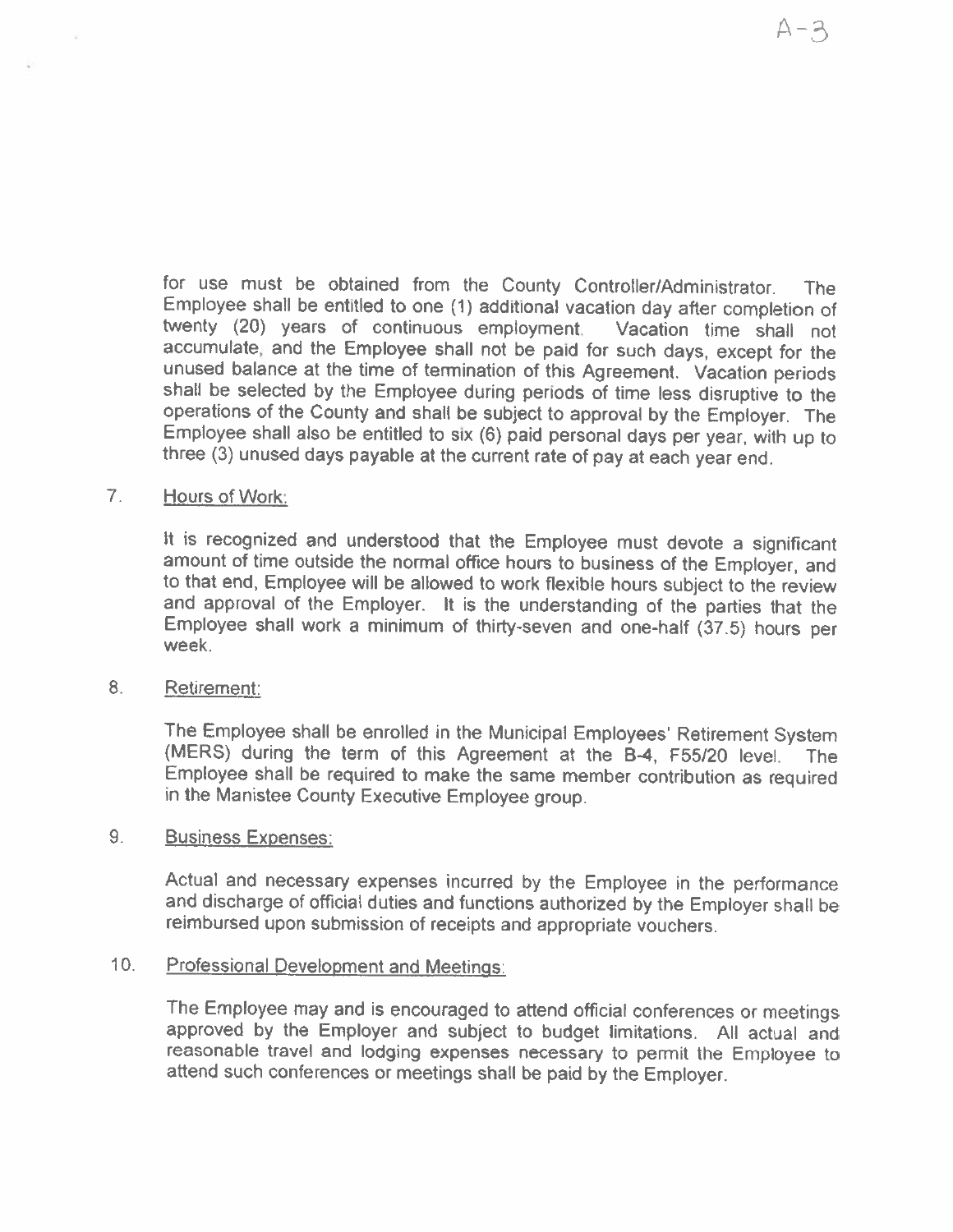for use must be obtained from the County Controller/Administrator. The Employee shall be entitled to one (1) additional vacation day after completion of twenty (20) years of continuous employment. Vacation time shall not accumulate, and the Employee shall not be paid for such days, except for the unused balance at the time of termination of this Agreement. Vacation periods shall be selected by the Employee during periods of time less disruptive to the operations of the County and shall be subject to approval by the Employer. The Employee shall also be entitled to six (6) paid personal days per year, with up to three (3) unused days payable at the current rate of pay at each year end.

7. Hours of Work:

   It is recognized and understood that the Employee must devote a significant amount of time outside the normal office hours to business of the Employer, and to that end, Employee will be allowed to work flexible hours subject to the review and approval of the Employer. It is the understanding of the parties that the Employee shall work a minimum of thirty-seven and one-half (37.5) hours per week.

8. Retirement:

   The Employee shall be enrolled in the Municipal Employees' Retirement System (MERS) during the term of this Agreement at the B-4, F55/20 level. The Employee shall be required to make the same member contribution as required in the Manistee County Executive Employee group.

9. Business Expenses:

   Actual and necessary expenses incurred by the Employee in the performance and discharge of official duties and functions authorized by the Employer shall be reimbursed upon submission of receipts and appropriate vouchers.

10. Professional Development and Meetings:

    The Employee may and is encouraged to attend official conferences or meetings approved by the Employer and subject to budget limitations. All actual and reasonable travel and lodging expenses necessary to permit the Employee to attend such conferences or meetings shall be paid by the Employer.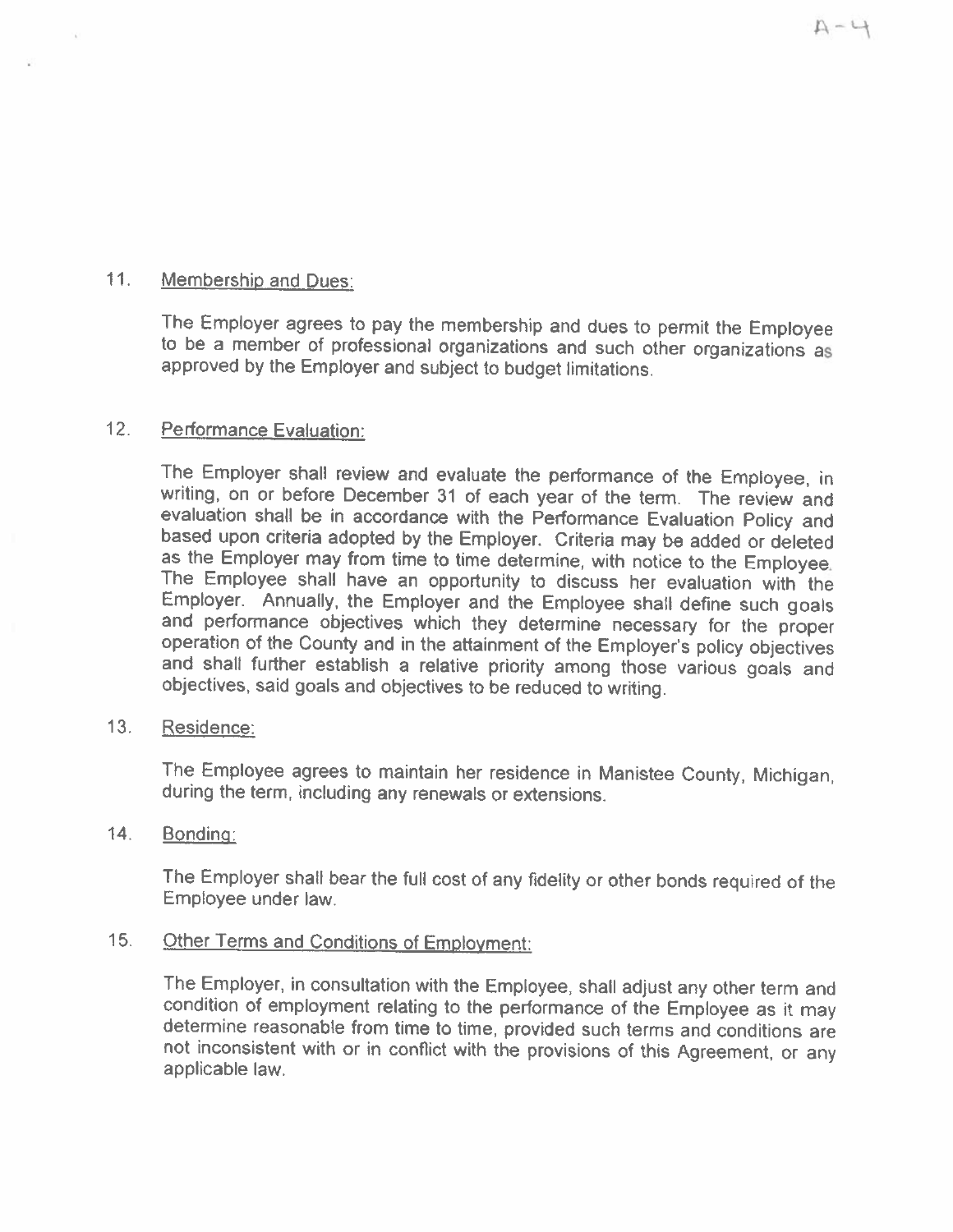11. <u>Membership and Dues:</u>

    The Employer agrees to pay the membership and dues to permit the Employee to be a member of professional organizations and such other organizations as approved by the Employer and subject to budget limitations.

12. <u>Performance Evaluation:</u>

    The Employer shall review and evaluate the performance of the Employee, in writing, on or before December 31 of each year of the term. The review and evaluation shall be in accordance with the Performance Evaluation Policy and based upon criteria adopted by the Employer. Criteria may be added or deleted as the Employer may from time to time determine, with notice to the Employee. The Employee shall have an opportunity to discuss her evaluation with the Employer. Annually, the Employer and the Employee shall define such goals and performance objectives which they determine necessary for the proper operation of the County and in the attainment of the Employer's policy objectives and shall further establish a relative priority among those various goals and objectives, said goals and objectives to be reduced to writing.

13. <u>Residence:</u>

    The Employee agrees to maintain her residence in Manistee County, Michigan, during the term, including any renewals or extensions.

14. <u>Bonding:</u>

    The Employer shall bear the full cost of any fidelity or other bonds required of the Employee under law.

15. <u>Other Terms and Conditions of Employment:</u>

    The Employer, in consultation with the Employee, shall adjust any other term and condition of employment relating to the performance of the Employee as it may determine reasonable from time to time, provided such terms and conditions are not inconsistent with or in conflict with the provisions of this Agreement, or any applicable law.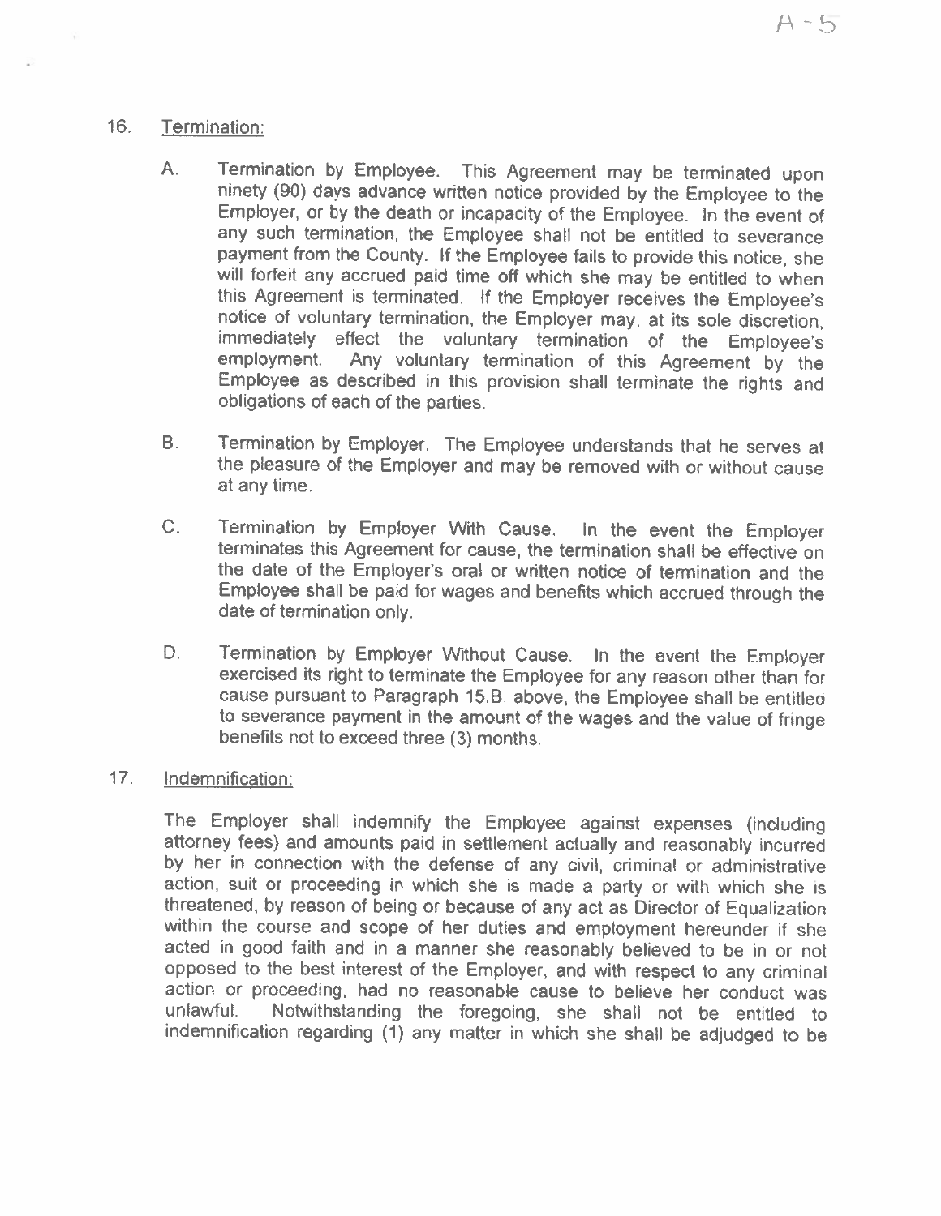16. Termination:

    A. Termination by Employee. This Agreement may be terminated upon ninety (90) days advance written notice provided by the Employee to the Employer, or by the death or incapacity of the Employee. In the event of any such termination, the Employee shall not be entitled to severance payment from the County. If the Employee fails to provide this notice, she will forfeit any accrued paid time off which she may be entitled to when this Agreement is terminated. If the Employer receives the Employee's notice of voluntary termination, the Employer may, at its sole discretion, immediately effect the voluntary termination of the Employee's employment. Any voluntary termination of this Agreement by the Employee as described in this provision shall terminate the rights and obligations of each of the parties.

    B. Termination by Employer. The Employee understands that he serves at the pleasure of the Employer and may be removed with or without cause at any time.

    C. Termination by Employer With Cause. In the event the Employer terminates this Agreement for cause, the termination shall be effective on the date of the Employer's oral or written notice of termination and the Employee shall be paid for wages and benefits which accrued through the date of termination only.

    D. Termination by Employer Without Cause. In the event the Employer exercised its right to terminate the Employee for any reason other than for cause pursuant to Paragraph 15.B. above, the Employee shall be entitled to severance payment in the amount of the wages and the value of fringe benefits not to exceed three (3) months.

17. Indemnification:

    The Employer shall indemnify the Employee against expenses (including attorney fees) and amounts paid in settlement actually and reasonably incurred by her in connection with the defense of any civil, criminal or administrative action, suit or proceeding in which she is made a party or with which she is threatened, by reason of being or because of any act as Director of Equalization within the course and scope of her duties and employment hereunder if she acted in good faith and in a manner she reasonably believed to be in or not opposed to the best interest of the Employer, and with respect to any criminal action or proceeding, had no reasonable cause to believe her conduct was unlawful. Notwithstanding the foregoing, she shall not be entitled to indemnification regarding (1) any matter in which she shall be adjudged to be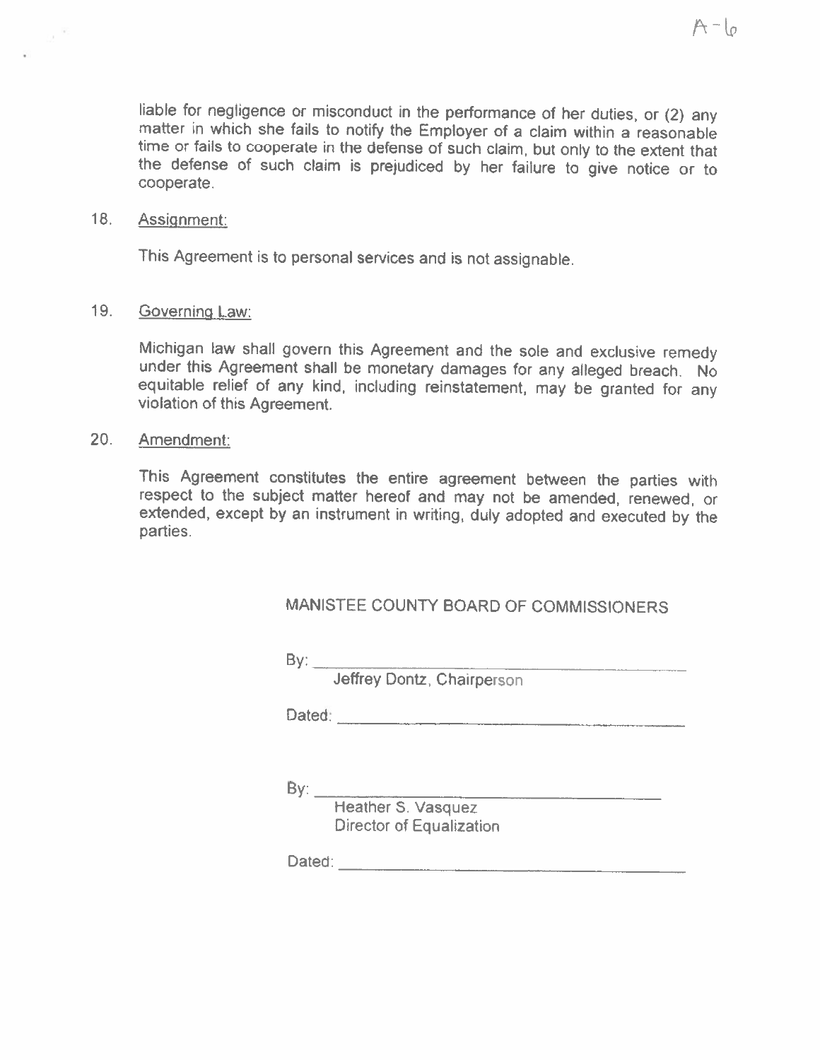liable for negligence or misconduct in the performance of her duties, or (2) any matter in which she fails to notify the Employer of a claim within a reasonable time or fails to cooperate in the defense of such claim, but only to the extent that the defense of such claim is prejudiced by her failure to give notice or to cooperate.

18. Assignment:

This Agreement is to personal services and is not assignable.

19. Governing Law:

Michigan law shall govern this Agreement and the sole and exclusive remedy under this Agreement shall be monetary damages for any alleged breach. No equitable relief of any kind, including reinstatement, may be granted for any violation of this Agreement.

20. Amendment:

This Agreement constitutes the entire agreement between the parties with respect to the subject matter hereof and may not be amended, renewed, or extended, except by an instrument in writing, duly adopted and executed by the parties.

MANISTEE COUNTY BOARD OF COMMISSIONERS

By: ______________________________
Jeffrey Dontz, Chairperson

Dated: ______________________________

By: ______________________________
Heather S. Vasquez
Director of Equalization

Dated: ______________________________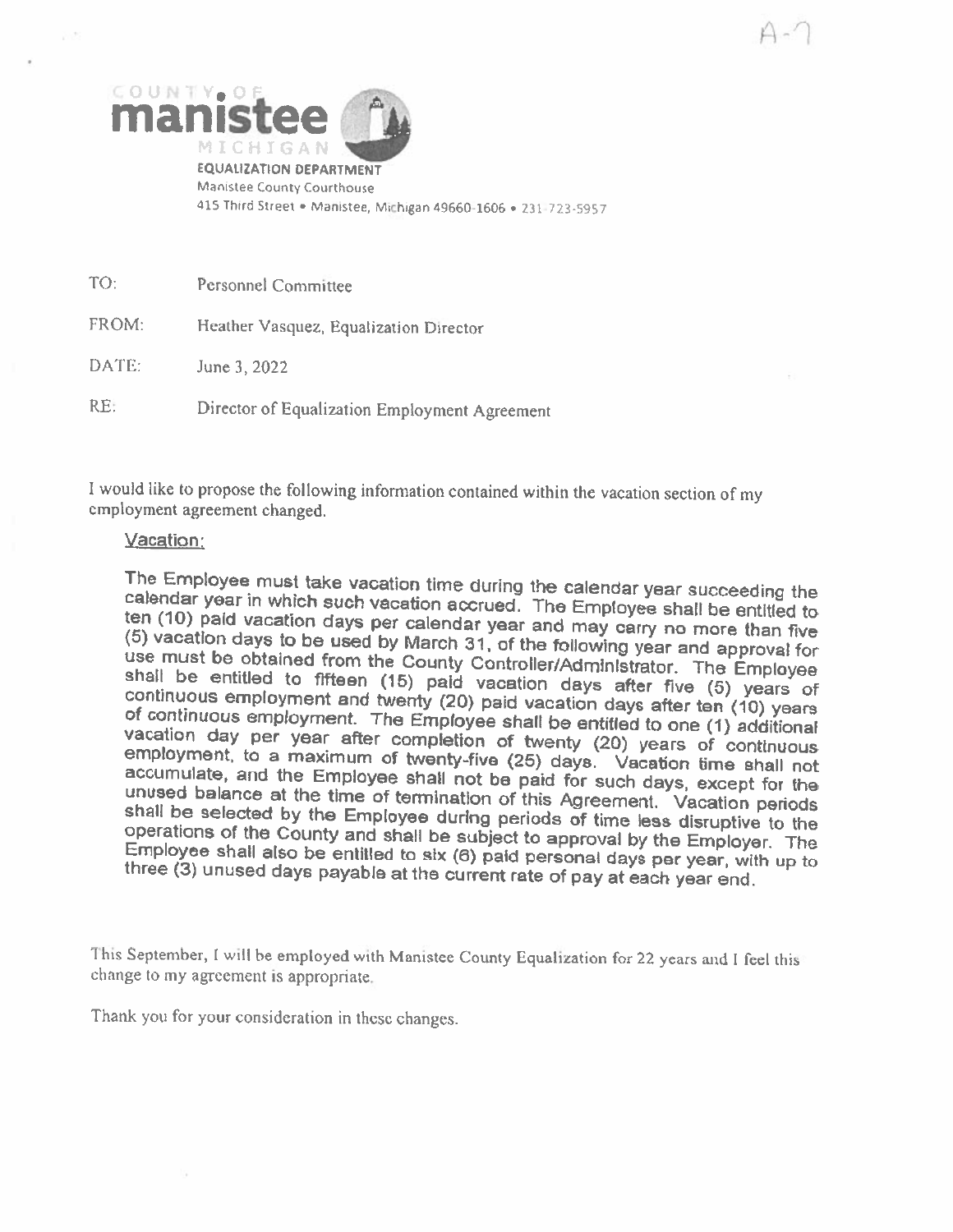A-7

COUNTY OF
**manistee**
MICHIGAN

**EQUALIZATION DEPARTMENT**
Manistee County Courthouse
415 Third Street • Manistee, Michigan 49660-1606 • 231-723-5957

TO: Personnel Committee

FROM: Heather Vasquez, Equalization Director

DATE: June 3, 2022

RE: Director of Equalization Employment Agreement

I would like to propose the following information contained within the vacation section of my employment agreement changed.

<u>Vacation:</u>

The Employee must take vacation time during the calendar year succeeding the calendar year in which such vacation accrued. The Employee shall be entitled to ten (10) paid vacation days per calendar year and may carry no more than five (5) vacation days to be used by March 31, of the following year and approval for use must be obtained from the County Controller/Administrator. The Employee shall be entitled to fifteen (15) paid vacation days after five (5) years of continuous employment and twenty (20) paid vacation days after ten (10) years of continuous employment. The Employee shall be entitled to one (1) additional vacation day per year after completion of twenty (20) years of continuous employment, to a maximum of twenty-five (25) days. Vacation time shall not accumulate, and the Employee shall not be paid for such days, except for the unused balance at the time of termination of this Agreement. Vacation periods shall be selected by the Employee during periods of time less disruptive to the operations of the County and shall be subject to approval by the Employer. The Employee shall also be entitled to six (6) paid personal days per year, with up to three (3) unused days payable at the current rate of pay at each year end.

This September, I will be employed with Manistee County Equalization for 22 years and I feel this change to my agreement is appropriate.

Thank you for your consideration in these changes.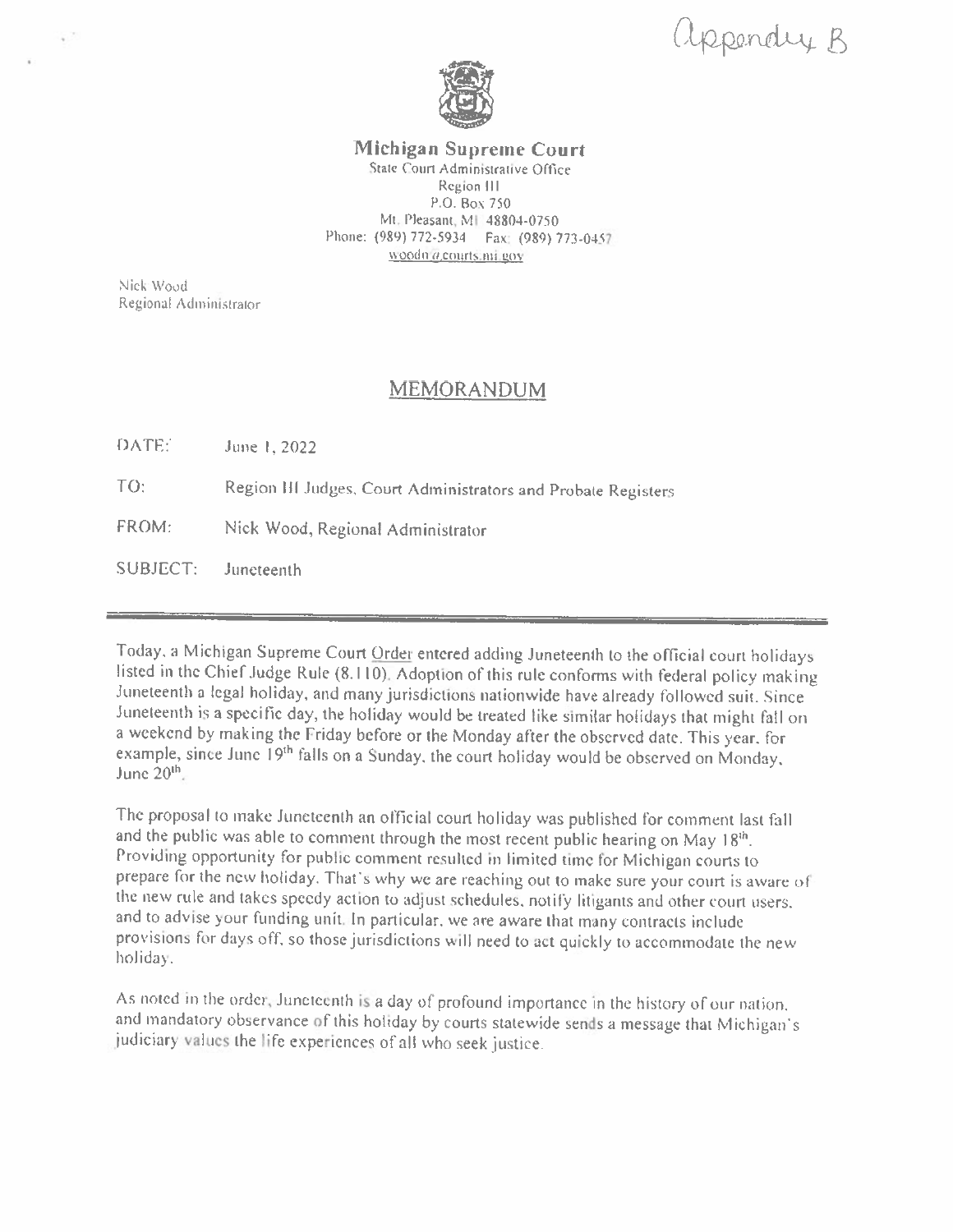Appendix B

**Michigan Supreme Court**
State Court Administrative Office
Region III
P.O. Box 750
Mt. Pleasant, MI 48804-0750
Phone: (989) 772-5934 Fax: (989) 773-0457
woodn@courts.mi.gov

Nick Wood
Regional Administrator

## MEMORANDUM

DATE: June 1, 2022

TO: Region III Judges, Court Administrators and Probate Registers

FROM: Nick Wood, Regional Administrator

SUBJECT: Juneteenth

---

Today, a Michigan Supreme Court Order entered adding Juneteenth to the official court holidays listed in the Chief Judge Rule (8.110). Adoption of this rule conforms with federal policy making Juneteenth a legal holiday, and many jurisdictions nationwide have already followed suit. Since Juneteenth is a specific day, the holiday would be treated like similar holidays that might fall on a weekend by making the Friday before or the Monday after the observed date. This year, for example, since June 19th falls on a Sunday, the court holiday would be observed on Monday, June 20th.

The proposal to make Juneteenth an official court holiday was published for comment last fall and the public was able to comment through the most recent public hearing on May 18th. Providing opportunity for public comment resulted in limited time for Michigan courts to prepare for the new holiday. That's why we are reaching out to make sure your court is aware of the new rule and takes speedy action to adjust schedules, notify litigants and other court users, and to advise your funding unit. In particular, we are aware that many contracts include provisions for days off, so those jurisdictions will need to act quickly to accommodate the new holiday.

As noted in the order, Juneteenth is a day of profound importance in the history of our nation, and mandatory observance of this holiday by courts statewide sends a message that Michigan's judiciary values the life experiences of all who seek justice.